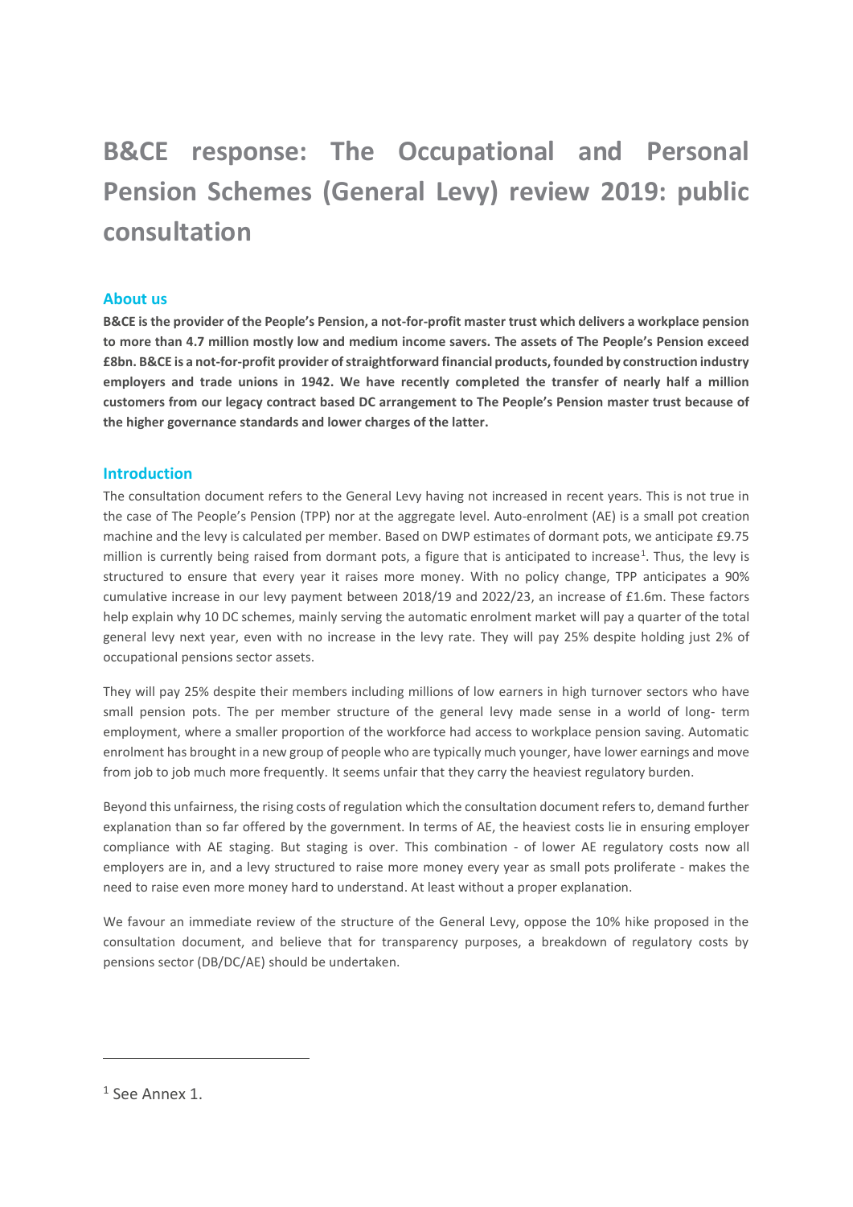# B&CE response: The Occupational and Personal Pension Schemes (General Levy) review 2019: public consultation

## About us

**B&CE is the provider of the People's Pension, a not-for-profit master trust which delivers a workplace pension to more than 4.7 million mostly low and medium income savers. The assets of The People's Pension exceed £8bn. B&CE is a not-for-profit provider of straightforward financial products, founded by construction industry employers and trade unions in 1942. We have recently completed the transfer of nearly half a million customers from our legacy contract based DC arrangement to The People's Pension master trust because of the higher governance standards and lower charges of the latter.**

## Introduction

The consultation document refers to the General Levy having not increased in recent years. This is not true in the case of The People's Pension (TPP) nor at the aggregate level. Auto-enrolment (AE) is a small pot creation machine and the levy is calculated per member. Based on DWP estimates of dormant pots, we anticipate £9.75 million is currently being raised from dormant pots, a figure that is anticipated to increase[1]. Thus, the levy is structured to ensure that every year it raises more money. With no policy change, TPP anticipates a 90% cumulative increase in our levy payment between 2018/19 and 2022/23, an increase of £1.6m. These factors help explain why 10 DC schemes, mainly serving the automatic enrolment market will pay a quarter of the total general levy next year, even with no increase in the levy rate. They will pay 25% despite holding just 2% of occupational pensions sector assets.

They will pay 25% despite their members including millions of low earners in high turnover sectors who have small pension pots. The per member structure of the general levy made sense in a world of long- term employment, where a smaller proportion of the workforce had access to workplace pension saving. Automatic enrolment has brought in a new group of people who are typically much younger, have lower earnings and move from job to job much more frequently. It seems unfair that they carry the heaviest regulatory burden.

Beyond this unfairness, the rising costs of regulation which the consultation document refers to, demand further explanation than so far offered by the government. In terms of AE, the heaviest costs lie in ensuring employer compliance with AE staging. But staging is over. This combination - of lower AE regulatory costs now all employers are in, and a levy structured to raise more money every year as small pots proliferate - makes the need to raise even more money hard to understand. At least without a proper explanation.

We favour an immediate review of the structure of the General Levy, oppose the 10% hike proposed in the consultation document, and believe that for transparency purposes, a breakdown of regulatory costs by pensions sector (DB/DC/AE) should be undertaken.

[1] See Annex 1.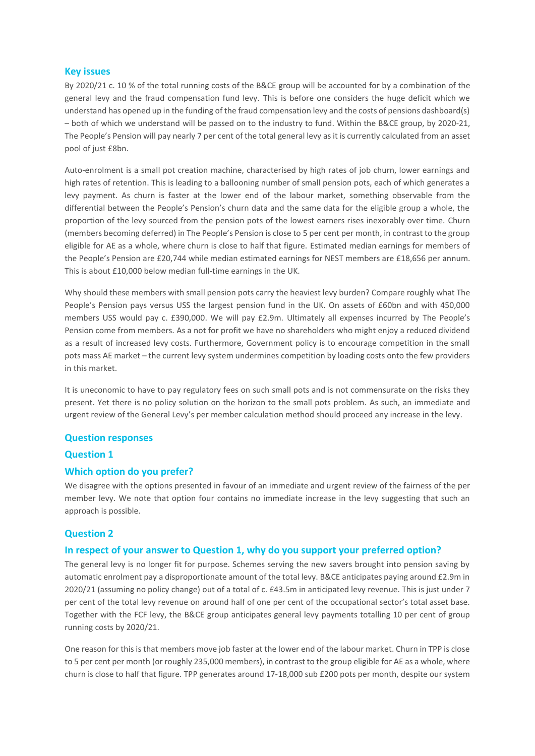## Key issues

By 2020/21 c. 10 % of the total running costs of the B&CE group will be accounted for by a combination of the general levy and the fraud compensation fund levy. This is before one considers the huge deficit which we understand has opened up in the funding of the fraud compensation levy and the costs of pensions dashboard(s) – both of which we understand will be passed on to the industry to fund. Within the B&CE group, by 2020-21, The People's Pension will pay nearly 7 per cent of the total general levy as it is currently calculated from an asset pool of just £8bn.

Auto-enrolment is a small pot creation machine, characterised by high rates of job churn, lower earnings and high rates of retention. This is leading to a ballooning number of small pension pots, each of which generates a levy payment. As churn is faster at the lower end of the labour market, something observable from the differential between the People's Pension's churn data and the same data for the eligible group a whole, the proportion of the levy sourced from the pension pots of the lowest earners rises inexorably over time. Churn (members becoming deferred) in The People's Pension is close to 5 per cent per month, in contrast to the group eligible for AE as a whole, where churn is close to half that figure. Estimated median earnings for members of the People's Pension are £20,744 while median estimated earnings for NEST members are £18,656 per annum. This is about £10,000 below median full-time earnings in the UK.

Why should these members with small pension pots carry the heaviest levy burden? Compare roughly what The People's Pension pays versus USS the largest pension fund in the UK. On assets of £60bn and with 450,000 members USS would pay c. £390,000. We will pay £2.9m. Ultimately all expenses incurred by The People's Pension come from members. As a not for profit we have no shareholders who might enjoy a reduced dividend as a result of increased levy costs. Furthermore, Government policy is to encourage competition in the small pots mass AE market – the current levy system undermines competition by loading costs onto the few providers in this market.

It is uneconomic to have to pay regulatory fees on such small pots and is not commensurate on the risks they present. Yet there is no policy solution on the horizon to the small pots problem. As such, an immediate and urgent review of the General Levy's per member calculation method should proceed any increase in the levy.

## Question responses

### Question 1

### Which option do you prefer?

We disagree with the options presented in favour of an immediate and urgent review of the fairness of the per member levy. We note that option four contains no immediate increase in the levy suggesting that such an approach is possible.

### Question 2

### In respect of your answer to Question 1, why do you support your preferred option?

The general levy is no longer fit for purpose. Schemes serving the new savers brought into pension saving by automatic enrolment pay a disproportionate amount of the total levy. B&CE anticipates paying around £2.9m in 2020/21 (assuming no policy change) out of a total of c. £43.5m in anticipated levy revenue. This is just under 7 per cent of the total levy revenue on around half of one per cent of the occupational sector's total asset base. Together with the FCF levy, the B&CE group anticipates general levy payments totalling 10 per cent of group running costs by 2020/21.

One reason for this is that members move job faster at the lower end of the labour market. Churn in TPP is close to 5 per cent per month (or roughly 235,000 members), in contrast to the group eligible for AE as a whole, where churn is close to half that figure. TPP generates around 17-18,000 sub £200 pots per month, despite our system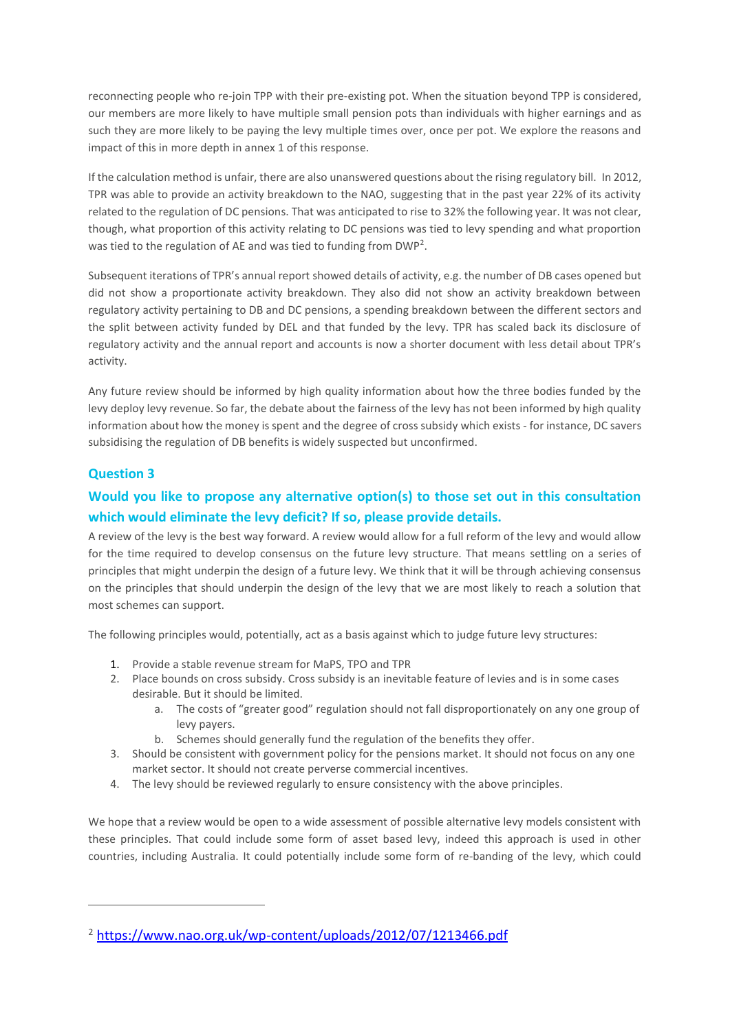reconnecting people who re-join TPP with their pre-existing pot. When the situation beyond TPP is considered, our members are more likely to have multiple small pension pots than individuals with higher earnings and as such they are more likely to be paying the levy multiple times over, once per pot. We explore the reasons and impact of this in more depth in annex 1 of this response.

If the calculation method is unfair, there are also unanswered questions about the rising regulatory bill. In 2012, TPR was able to provide an activity breakdown to the NAO, suggesting that in the past year 22% of its activity related to the regulation of DC pensions. That was anticipated to rise to 32% the following year. It was not clear, though, what proportion of this activity relating to DC pensions was tied to levy spending and what proportion was tied to the regulation of AE and was tied to funding from DWP[2].

Subsequent iterations of TPR's annual report showed details of activity, e.g. the number of DB cases opened but did not show a proportionate activity breakdown. They also did not show an activity breakdown between regulatory activity pertaining to DB and DC pensions, a spending breakdown between the different sectors and the split between activity funded by DEL and that funded by the levy. TPR has scaled back its disclosure of regulatory activity and the annual report and accounts is now a shorter document with less detail about TPR's activity.

Any future review should be informed by high quality information about how the three bodies funded by the levy deploy levy revenue. So far, the debate about the fairness of the levy has not been informed by high quality information about how the money is spent and the degree of cross subsidy which exists - for instance, DC savers subsidising the regulation of DB benefits is widely suspected but unconfirmed.

## Question 3

## Would you like to propose any alternative option(s) to those set out in this consultation which would eliminate the levy deficit? If so, please provide details.

A review of the levy is the best way forward. A review would allow for a full reform of the levy and would allow for the time required to develop consensus on the future levy structure. That means settling on a series of principles that might underpin the design of a future levy. We think that it will be through achieving consensus on the principles that should underpin the design of the levy that we are most likely to reach a solution that most schemes can support.

The following principles would, potentially, act as a basis against which to judge future levy structures:

1. Provide a stable revenue stream for MaPS, TPO and TPR
2. Place bounds on cross subsidy. Cross subsidy is an inevitable feature of levies and is in some cases desirable. But it should be limited.
   a. The costs of "greater good" regulation should not fall disproportionately on any one group of levy payers.
   b. Schemes should generally fund the regulation of the benefits they offer.
3. Should be consistent with government policy for the pensions market. It should not focus on any one market sector. It should not create perverse commercial incentives.
4. The levy should be reviewed regularly to ensure consistency with the above principles.

We hope that a review would be open to a wide assessment of possible alternative levy models consistent with these principles. That could include some form of asset based levy, indeed this approach is used in other countries, including Australia. It could potentially include some form of re-banding of the levy, which could

[2] https://www.nao.org.uk/wp-content/uploads/2012/07/1213466.pdf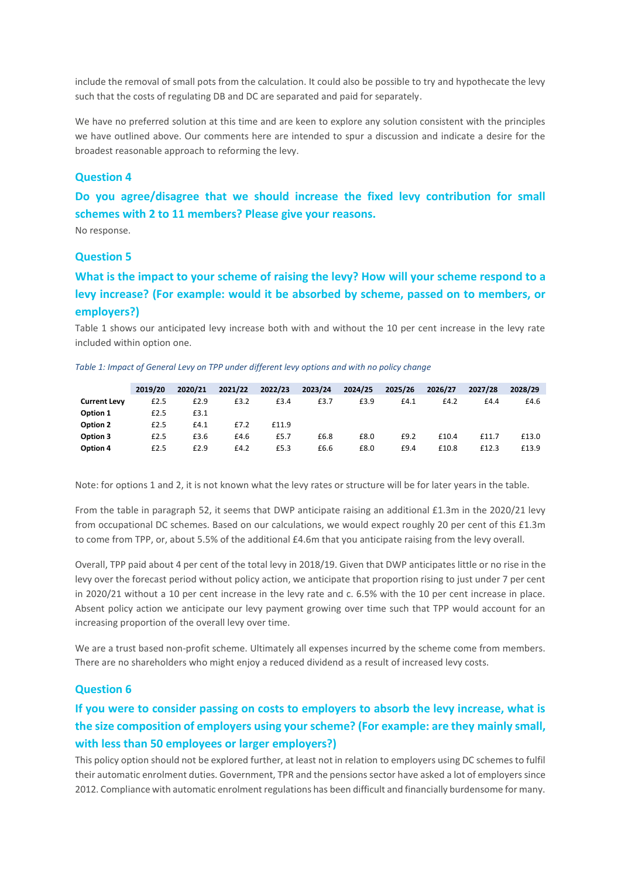include the removal of small pots from the calculation. It could also be possible to try and hypothecate the levy such that the costs of regulating DB and DC are separated and paid for separately.

We have no preferred solution at this time and are keen to explore any solution consistent with the principles we have outlined above. Our comments here are intended to spur a discussion and indicate a desire for the broadest reasonable approach to reforming the levy.

### Question 4

### Do you agree/disagree that we should increase the fixed levy contribution for small schemes with 2 to 11 members? Please give your reasons.

No response.

### Question 5

### What is the impact to your scheme of raising the levy? How will your scheme respond to a levy increase? (For example: would it be absorbed by scheme, passed on to members, or employers?)

Table 1 shows our anticipated levy increase both with and without the 10 per cent increase in the levy rate included within option one.

*Table 1: Impact of General Levy on TPP under different levy options and with no policy change*

| | 2019/20 | 2020/21 | 2021/22 | 2022/23 | 2023/24 | 2024/25 | 2025/26 | 2026/27 | 2027/28 | 2028/29 |
|---|---|---|---|---|---|---|---|---|---|---|
| **Current Levy** | £2.5 | £2.9 | £3.2 | £3.4 | £3.7 | £3.9 | £4.1 | £4.2 | £4.4 | £4.6 |
| **Option 1** | £2.5 | £3.1 | | | | | | | | |
| **Option 2** | £2.5 | £4.1 | £7.2 | £11.9 | | | | | | |
| **Option 3** | £2.5 | £3.6 | £4.6 | £5.7 | £6.8 | £8.0 | £9.2 | £10.4 | £11.7 | £13.0 |
| **Option 4** | £2.5 | £2.9 | £4.2 | £5.3 | £6.6 | £8.0 | £9.4 | £10.8 | £12.3 | £13.9 |

Note: for options 1 and 2, it is not known what the levy rates or structure will be for later years in the table.

From the table in paragraph 52, it seems that DWP anticipate raising an additional £1.3m in the 2020/21 levy from occupational DC schemes. Based on our calculations, we would expect roughly 20 per cent of this £1.3m to come from TPP, or, about 5.5% of the additional £4.6m that you anticipate raising from the levy overall.

Overall, TPP paid about 4 per cent of the total levy in 2018/19. Given that DWP anticipates little or no rise in the levy over the forecast period without policy action, we anticipate that proportion rising to just under 7 per cent in 2020/21 without a 10 per cent increase in the levy rate and c. 6.5% with the 10 per cent increase in place. Absent policy action we anticipate our levy payment growing over time such that TPP would account for an increasing proportion of the overall levy over time.

We are a trust based non-profit scheme. Ultimately all expenses incurred by the scheme come from members. There are no shareholders who might enjoy a reduced dividend as a result of increased levy costs.

### Question 6

### If you were to consider passing on costs to employers to absorb the levy increase, what is the size composition of employers using your scheme? (For example: are they mainly small, with less than 50 employees or larger employers?)

This policy option should not be explored further, at least not in relation to employers using DC schemes to fulfil their automatic enrolment duties. Government, TPR and the pensions sector have asked a lot of employers since 2012. Compliance with automatic enrolment regulations has been difficult and financially burdensome for many.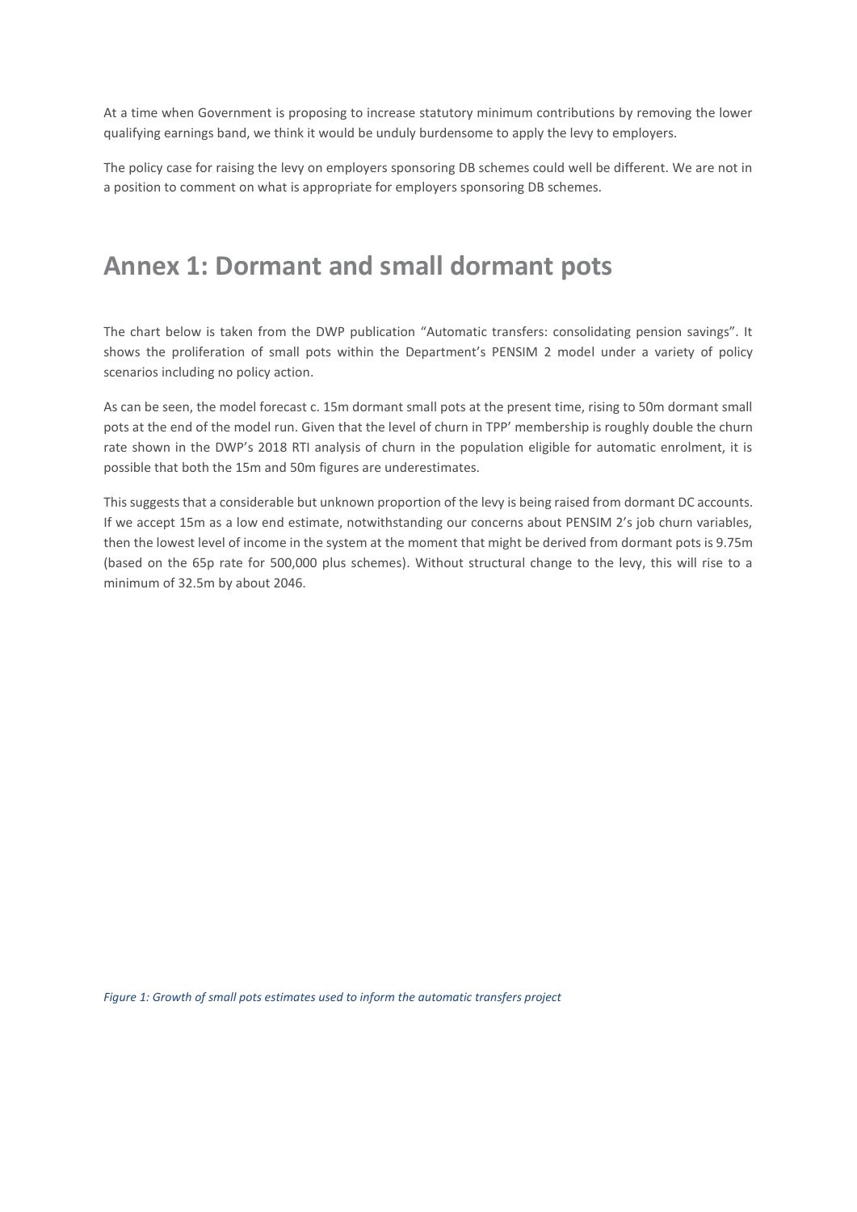At a time when Government is proposing to increase statutory minimum contributions by removing the lower qualifying earnings band, we think it would be unduly burdensome to apply the levy to employers.

The policy case for raising the levy on employers sponsoring DB schemes could well be different. We are not in a position to comment on what is appropriate for employers sponsoring DB schemes.

## Annex 1: Dormant and small dormant pots

The chart below is taken from the DWP publication "Automatic transfers: consolidating pension savings". It shows the proliferation of small pots within the Department's PENSIM 2 model under a variety of policy scenarios including no policy action.

As can be seen, the model forecast c. 15m dormant small pots at the present time, rising to 50m dormant small pots at the end of the model run. Given that the level of churn in TPP' membership is roughly double the churn rate shown in the DWP's 2018 RTI analysis of churn in the population eligible for automatic enrolment, it is possible that both the 15m and 50m figures are underestimates.

This suggests that a considerable but unknown proportion of the levy is being raised from dormant DC accounts. If we accept 15m as a low end estimate, notwithstanding our concerns about PENSIM 2's job churn variables, then the lowest level of income in the system at the moment that might be derived from dormant pots is 9.75m (based on the 65p rate for 500,000 plus schemes). Without structural change to the levy, this will rise to a minimum of 32.5m by about 2046.

*Figure 1: Growth of small pots estimates used to inform the automatic transfers project*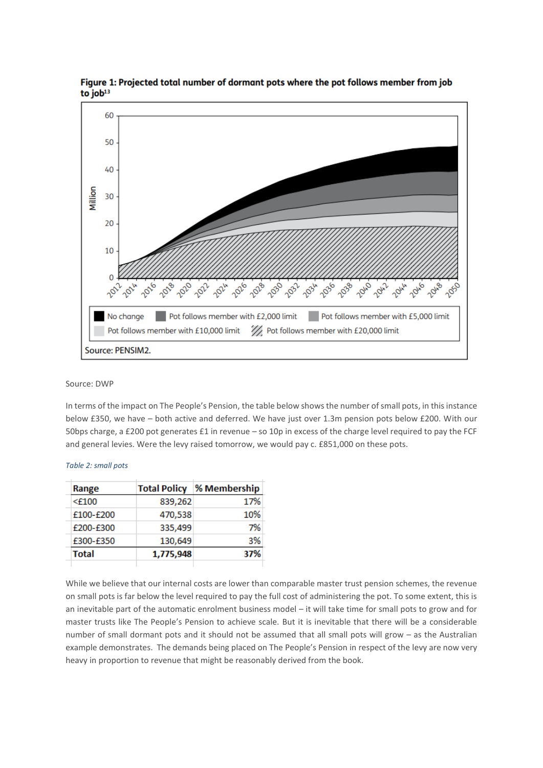**Figure 1: Projected total number of dormant pots where the pot follows member from job to job**[13]

Million

60
50
40
30
20
10
0

2012 2014 2016 2018 2020 2022 2024 2026 2028 2030 2032 2034 2036 2038 2040 2042 2044 2046 2048 2050

No change
Pot follows member with £2,000 limit
Pot follows member with £5,000 limit
Pot follows member with £10,000 limit
Pot follows member with £20,000 limit

Source: PENSIM2.

Source: DWP

In terms of the impact on The People's Pension, the table below shows the number of small pots, in this instance below £350, we have – both active and deferred. We have just over 1.3m pension pots below £200. With our 50bps charge, a £200 pot generates £1 in revenue – so 10p in excess of the charge level required to pay the FCF and general levies. Were the levy raised tomorrow, we would pay c. £851,000 on these pots.

*Table 2: small pots*

| Range | Total Policy | % Membership |
|---|---|---|
| <£100 | 839,262 | 17% |
| £100-£200 | 470,538 | 10% |
| £200-£300 | 335,499 | 7% |
| £300-£350 | 130,649 | 3% |
| **Total** | **1,775,948** | **37%** |

While we believe that our internal costs are lower than comparable master trust pension schemes, the revenue on small pots is far below the level required to pay the full cost of administering the pot. To some extent, this is an inevitable part of the automatic enrolment business model – it will take time for small pots to grow and for master trusts like The People's Pension to achieve scale. But it is inevitable that there will be a considerable number of small dormant pots and it should not be assumed that all small pots will grow – as the Australian example demonstrates. The demands being placed on The People's Pension in respect of the levy are now very heavy in proportion to revenue that might be reasonably derived from the book.